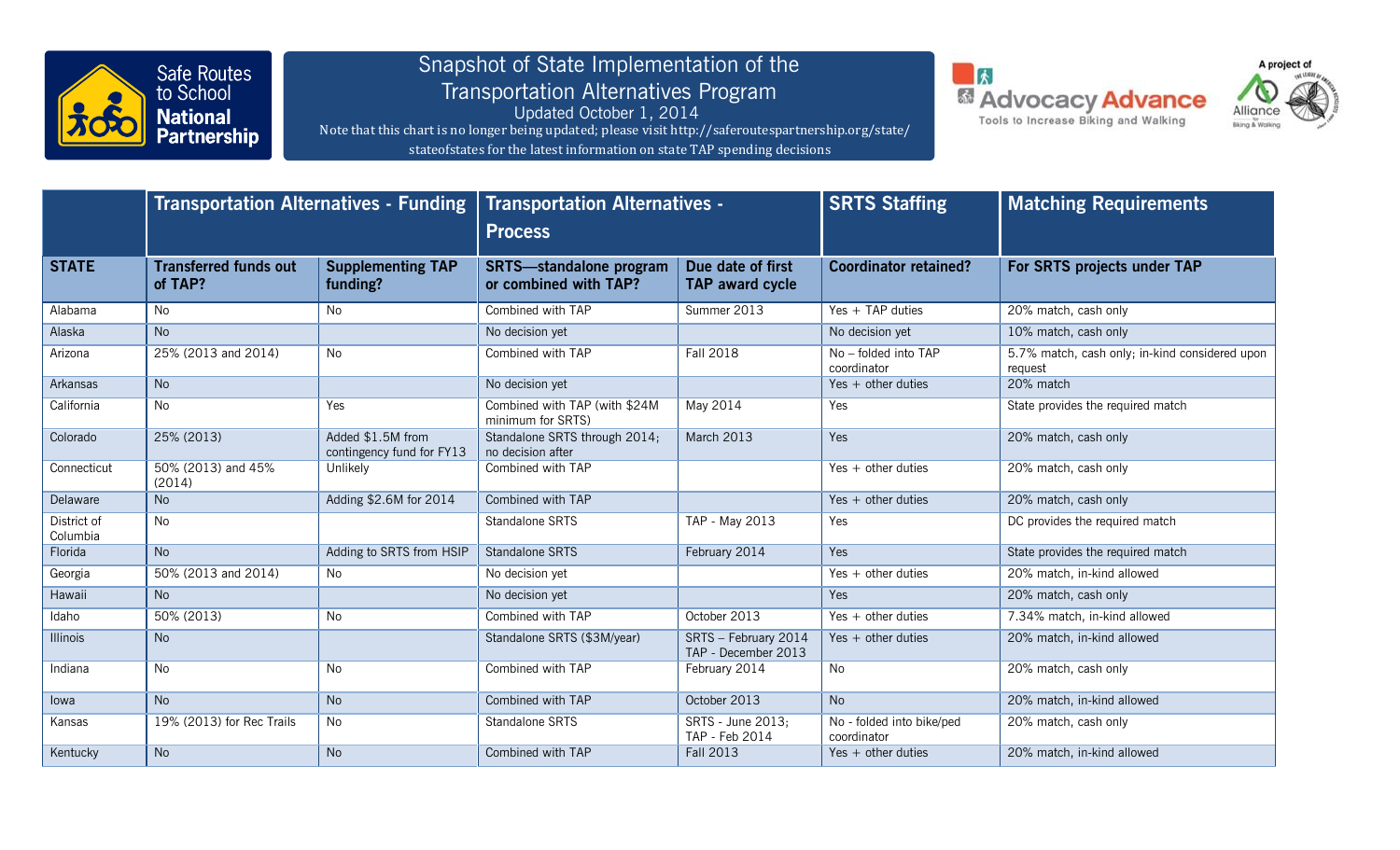# Snapshot of State Implementation of the Transportation Alternatives Program

Updated October 1, 2014

Note that this chart is no longer being updated; please visit http://saferoutespartnership.org/state/stateofstates for the latest information on state TAP spending decisions

| | Transportation Alternatives - Funding | | Transportation Alternatives - Process | | SRTS Staffing | Matching Requirements |
|---|---|---|---|---|---|---|
| **STATE** | **Transferred funds out of TAP?** | **Supplementing TAP funding?** | **SRTS—standalone program or combined with TAP?** | **Due date of first TAP award cycle** | **Coordinator retained?** | **For SRTS projects under TAP** |
| Alabama | No | No | Combined with TAP | Summer 2013 | Yes + TAP duties | 20% match, cash only |
| Alaska | No | | No decision yet | | No decision yet | 10% match, cash only |
| Arizona | 25% (2013 and 2014) | No | Combined with TAP | Fall 2018 | No – folded into TAP coordinator | 5.7% match, cash only; in-kind considered upon request |
| Arkansas | No | | No decision yet | | Yes + other duties | 20% match |
| California | No | Yes | Combined with TAP (with $24M minimum for SRTS) | May 2014 | Yes | State provides the required match |
| Colorado | 25% (2013) | Added $1.5M from contingency fund for FY13 | Standalone SRTS through 2014; no decision after | March 2013 | Yes | 20% match, cash only |
| Connecticut | 50% (2013) and 45% (2014) | Unlikely | Combined with TAP | | Yes + other duties | 20% match, cash only |
| Delaware | No | Adding $2.6M for 2014 | Combined with TAP | | Yes + other duties | 20% match, cash only |
| District of Columbia | No | | Standalone SRTS | TAP - May 2013 | Yes | DC provides the required match |
| Florida | No | Adding to SRTS from HSIP | Standalone SRTS | February 2014 | Yes | State provides the required match |
| Georgia | 50% (2013 and 2014) | No | No decision yet | | Yes + other duties | 20% match, in-kind allowed |
| Hawaii | No | | No decision yet | | Yes | 20% match, cash only |
| Idaho | 50% (2013) | No | Combined with TAP | October 2013 | Yes + other duties | 7.34% match, in-kind allowed |
| Illinois | No | | Standalone SRTS ($3M/year) | SRTS – February 2014 TAP - December 2013 | Yes + other duties | 20% match, in-kind allowed |
| Indiana | No | No | Combined with TAP | February 2014 | No | 20% match, cash only |
| Iowa | No | No | Combined with TAP | October 2013 | No | 20% match, in-kind allowed |
| Kansas | 19% (2013) for Rec Trails | No | Standalone SRTS | SRTS - June 2013; TAP - Feb 2014 | No - folded into bike/ped coordinator | 20% match, cash only |
| Kentucky | No | No | Combined with TAP | Fall 2013 | Yes + other duties | 20% match, in-kind allowed |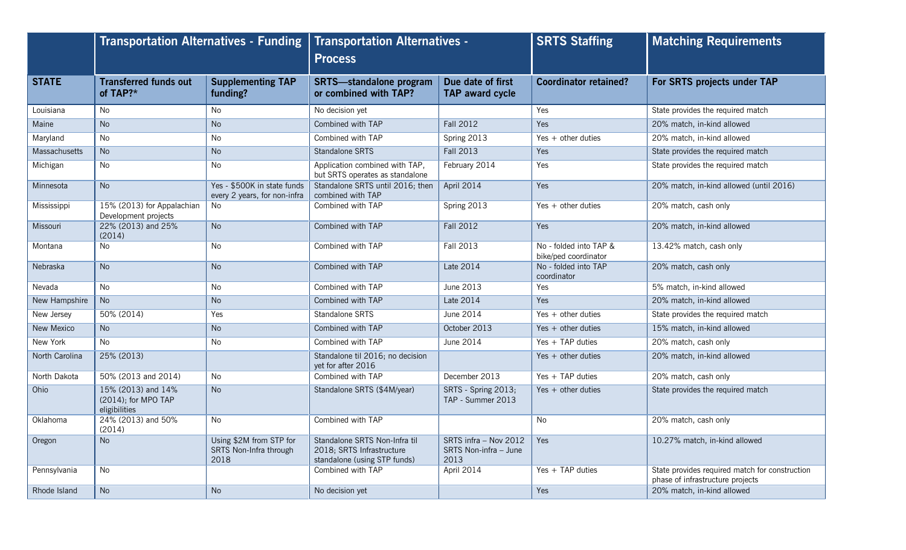| | Transportation Alternatives - Funding | | Transportation Alternatives - Process | | SRTS Staffing | Matching Requirements |
|---|---|---|---|---|---|---|
| **STATE** | **Transferred funds out of TAP?*** | **Supplementing TAP funding?** | **SRTS—standalone program or combined with TAP?** | **Due date of first TAP award cycle** | **Coordinator retained?** | **For SRTS projects under TAP** |
| Louisiana | No | No | No decision yet | | Yes | State provides the required match |
| Maine | No | No | Combined with TAP | Fall 2012 | Yes | 20% match, in-kind allowed |
| Maryland | No | No | Combined with TAP | Spring 2013 | Yes + other duties | 20% match, in-kind allowed |
| Massachusetts | No | No | Standalone SRTS | Fall 2013 | Yes | State provides the required match |
| Michigan | No | No | Application combined with TAP, but SRTS operates as standalone | February 2014 | Yes | State provides the required match |
| Minnesota | No | Yes - $500K in state funds every 2 years, for non-infra | Standalone SRTS until 2016; then combined with TAP | April 2014 | Yes | 20% match, in-kind allowed (until 2016) |
| Mississippi | 15% (2013) for Appalachian Development projects | No | Combined with TAP | Spring 2013 | Yes + other duties | 20% match, cash only |
| Missouri | 22% (2013) and 25% (2014) | No | Combined with TAP | Fall 2012 | Yes | 20% match, in-kind allowed |
| Montana | No | No | Combined with TAP | Fall 2013 | No - folded into TAP & bike/ped coordinator | 13.42% match, cash only |
| Nebraska | No | No | Combined with TAP | Late 2014 | No - folded into TAP coordinator | 20% match, cash only |
| Nevada | No | No | Combined with TAP | June 2013 | Yes | 5% match, in-kind allowed |
| New Hampshire | No | No | Combined with TAP | Late 2014 | Yes | 20% match, in-kind allowed |
| New Jersey | 50% (2014) | Yes | Standalone SRTS | June 2014 | Yes + other duties | State provides the required match |
| New Mexico | No | No | Combined with TAP | October 2013 | Yes + other duties | 15% match, in-kind allowed |
| New York | No | No | Combined with TAP | June 2014 | Yes + TAP duties | 20% match, cash only |
| North Carolina | 25% (2013) | | Standalone til 2016; no decision yet for after 2016 | | Yes + other duties | 20% match, in-kind allowed |
| North Dakota | 50% (2013 and 2014) | No | Combined with TAP | December 2013 | Yes + TAP duties | 20% match, cash only |
| Ohio | 15% (2013) and 14% (2014); for MPO TAP eligibilities | No | Standalone SRTS ($4M/year) | SRTS - Spring 2013; TAP - Summer 2013 | Yes + other duties | State provides the required match |
| Oklahoma | 24% (2013) and 50% (2014) | No | Combined with TAP | | No | 20% match, cash only |
| Oregon | No | Using $2M from STP for SRTS Non-Infra through 2018 | Standalone SRTS Non-Infra til 2018; SRTS Infrastructure standalone (using STP funds) | SRTS infra – Nov 2012 SRTS Non-infra – June 2013 | Yes | 10.27% match, in-kind allowed |
| Pennsylvania | No | | Combined with TAP | April 2014 | Yes + TAP duties | State provides required match for construction phase of infrastructure projects |
| Rhode Island | No | No | No decision yet | | Yes | 20% match, in-kind allowed |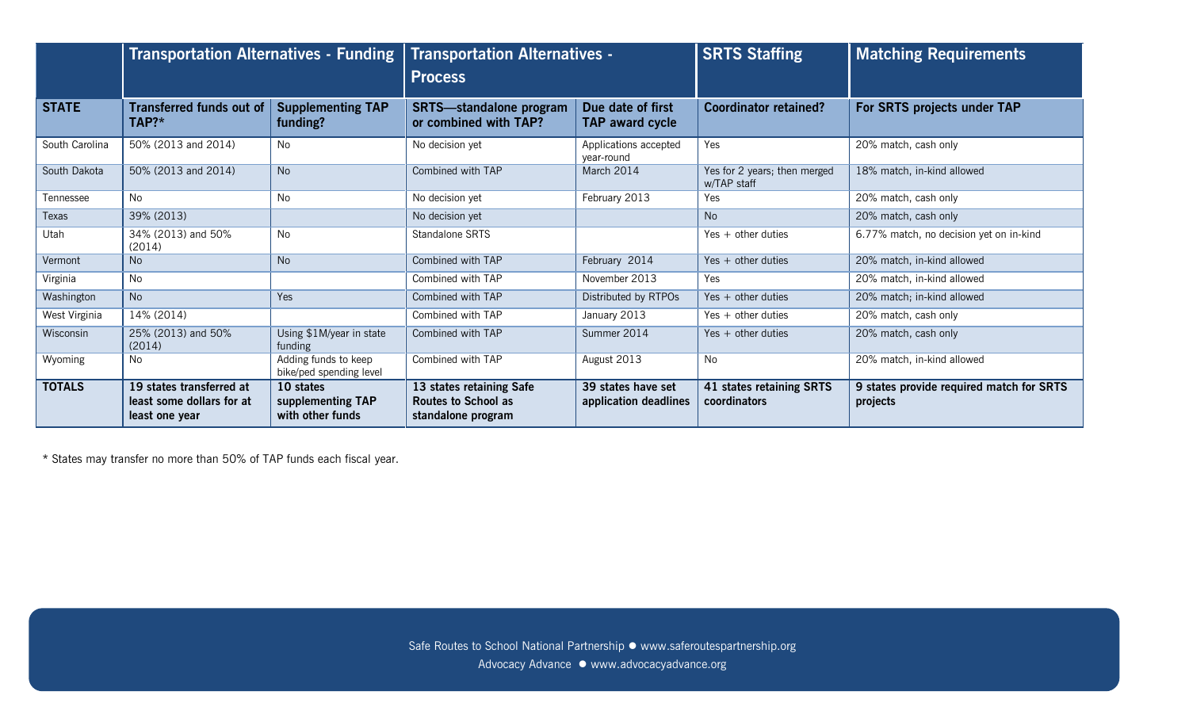| | Transportation Alternatives - Funding | | Transportation Alternatives - Process | | SRTS Staffing | Matching Requirements |
|---|---|---|---|---|---|---|
| **STATE** | **Transferred funds out of TAP?*** | **Supplementing TAP funding?** | **SRTS—standalone program or combined with TAP?** | **Due date of first TAP award cycle** | **Coordinator retained?** | **For SRTS projects under TAP** |
| South Carolina | 50% (2013 and 2014) | No | No decision yet | Applications accepted year-round | Yes | 20% match, cash only |
| South Dakota | 50% (2013 and 2014) | No | Combined with TAP | March 2014 | Yes for 2 years; then merged w/TAP staff | 18% match, in-kind allowed |
| Tennessee | No | No | No decision yet | February 2013 | Yes | 20% match, cash only |
| Texas | 39% (2013) | | No decision yet | | No | 20% match, cash only |
| Utah | 34% (2013) and 50% (2014) | No | Standalone SRTS | | Yes + other duties | 6.77% match, no decision yet on in-kind |
| Vermont | No | No | Combined with TAP | February 2014 | Yes + other duties | 20% match, in-kind allowed |
| Virginia | No | | Combined with TAP | November 2013 | Yes | 20% match, in-kind allowed |
| Washington | No | Yes | Combined with TAP | Distributed by RTPOs | Yes + other duties | 20% match; in-kind allowed |
| West Virginia | 14% (2014) | | Combined with TAP | January 2013 | Yes + other duties | 20% match, cash only |
| Wisconsin | 25% (2013) and 50% (2014) | Using $1M/year in state funding | Combined with TAP | Summer 2014 | Yes + other duties | 20% match, cash only |
| Wyoming | No | Adding funds to keep bike/ped spending level | Combined with TAP | August 2013 | No | 20% match, in-kind allowed |
| **TOTALS** | **19 states transferred at least some dollars for at least one year** | **10 states supplementing TAP with other funds** | **13 states retaining Safe Routes to School as standalone program** | **39 states have set application deadlines** | **41 states retaining SRTS coordinators** | **9 states provide required match for SRTS projects** |

* States may transfer no more than 50% of TAP funds each fiscal year.

Safe Routes to School National Partnership ● www.saferoutespartnership.org
Advocacy Advance ● www.advocacyadvance.org